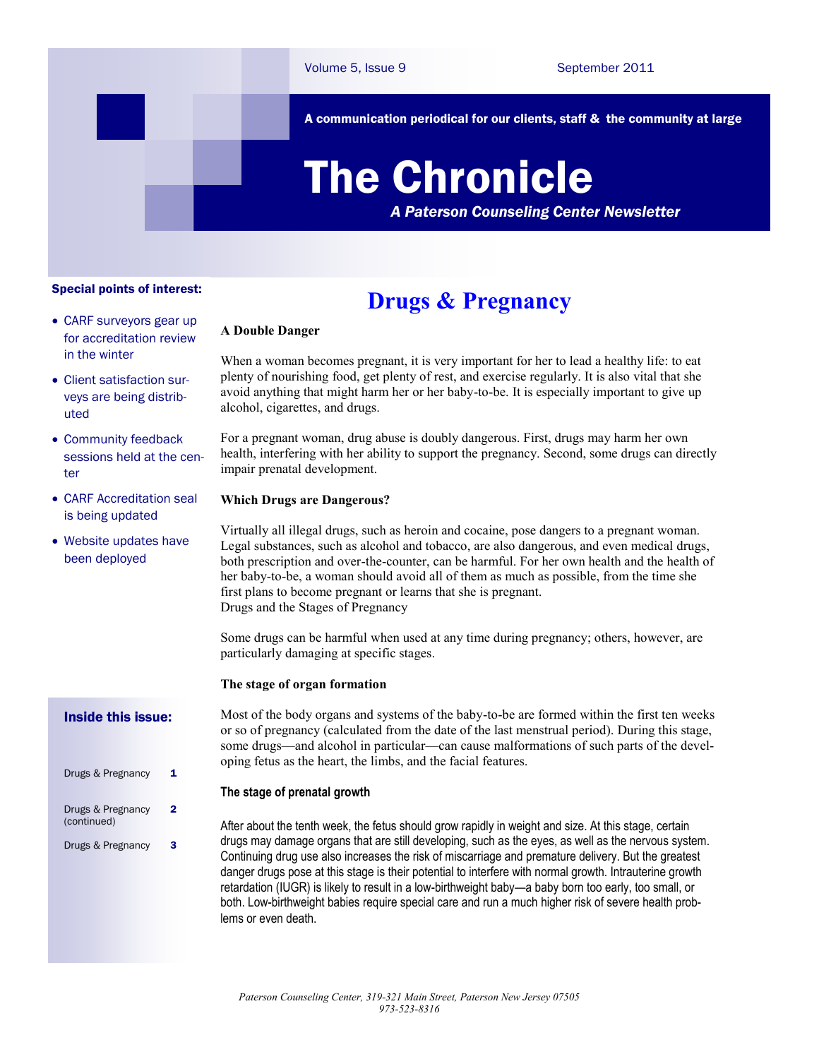Volume 5, Issue 9 | September 2011

A communication periodical for our clients, staff & the community at large

# The Chronicle

***A Paterson Counseling Center Newsletter***

**Special points of interest:**

- CARF surveyors gear up for accreditation review in the winter
- Client satisfaction surveys are being distributed
- Community feedback sessions held at the center
- CARF Accreditation seal is being updated
- Website updates have been deployed

**Inside this issue:**

| | |
|---|---|
| Drugs & Pregnancy | 1 |
| Drugs & Pregnancy (continued) | 2 |
| Drugs & Pregnancy | 3 |

## Drugs & Pregnancy

**A Double Danger**

When a woman becomes pregnant, it is very important for her to lead a healthy life: to eat plenty of nourishing food, get plenty of rest, and exercise regularly. It is also vital that she avoid anything that might harm her or her baby-to-be. It is especially important to give up alcohol, cigarettes, and drugs.

For a pregnant woman, drug abuse is doubly dangerous. First, drugs may harm her own health, interfering with her ability to support the pregnancy. Second, some drugs can directly impair prenatal development.

**Which Drugs are Dangerous?**

Virtually all illegal drugs, such as heroin and cocaine, pose dangers to a pregnant woman. Legal substances, such as alcohol and tobacco, are also dangerous, and even medical drugs, both prescription and over-the-counter, can be harmful. For her own health and the health of her baby-to-be, a woman should avoid all of them as much as possible, from the time she first plans to become pregnant or learns that she is pregnant.
Drugs and the Stages of Pregnancy

Some drugs can be harmful when used at any time during pregnancy; others, however, are particularly damaging at specific stages.

**The stage of organ formation**

Most of the body organs and systems of the baby-to-be are formed within the first ten weeks or so of pregnancy (calculated from the date of the last menstrual period). During this stage, some drugs—and alcohol in particular—can cause malformations of such parts of the developing fetus as the heart, the limbs, and the facial features.

**The stage of prenatal growth**

After about the tenth week, the fetus should grow rapidly in weight and size. At this stage, certain drugs may damage organs that are still developing, such as the eyes, as well as the nervous system. Continuing drug use also increases the risk of miscarriage and premature delivery. But the greatest danger drugs pose at this stage is their potential to interfere with normal growth. Intrauterine growth retardation (IUGR) is likely to result in a low-birthweight baby—a baby born too early, too small, or both. Low-birthweight babies require special care and run a much higher risk of severe health problems or even death.

*Paterson Counseling Center, 319-321 Main Street, Paterson New Jersey 07505*
*973-523-8316*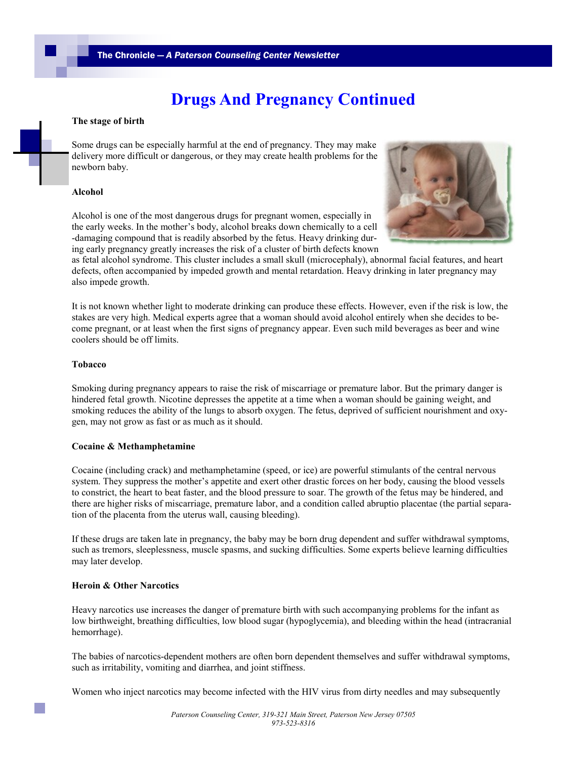# Drugs And Pregnancy Continued

**The stage of birth**

Some drugs can be especially harmful at the end of pregnancy. They may make delivery more difficult or dangerous, or they may create health problems for the newborn baby.

**Alcohol**

Alcohol is one of the most dangerous drugs for pregnant women, especially in the early weeks. In the mother's body, alcohol breaks down chemically to a cell-damaging compound that is readily absorbed by the fetus. Heavy drinking during early pregnancy greatly increases the risk of a cluster of birth defects known as fetal alcohol syndrome. This cluster includes a small skull (microcephaly), abnormal facial features, and heart defects, often accompanied by impeded growth and mental retardation. Heavy drinking in later pregnancy may also impede growth.

It is not known whether light to moderate drinking can produce these effects. However, even if the risk is low, the stakes are very high. Medical experts agree that a woman should avoid alcohol entirely when she decides to become pregnant, or at least when the first signs of pregnancy appear. Even such mild beverages as beer and wine coolers should be off limits.

**Tobacco**

Smoking during pregnancy appears to raise the risk of miscarriage or premature labor. But the primary danger is hindered fetal growth. Nicotine depresses the appetite at a time when a woman should be gaining weight, and smoking reduces the ability of the lungs to absorb oxygen. The fetus, deprived of sufficient nourishment and oxygen, may not grow as fast or as much as it should.

**Cocaine & Methamphetamine**

Cocaine (including crack) and methamphetamine (speed, or ice) are powerful stimulants of the central nervous system. They suppress the mother's appetite and exert other drastic forces on her body, causing the blood vessels to constrict, the heart to beat faster, and the blood pressure to soar. The growth of the fetus may be hindered, and there are higher risks of miscarriage, premature labor, and a condition called abruptio placentae (the partial separation of the placenta from the uterus wall, causing bleeding).

If these drugs are taken late in pregnancy, the baby may be born drug dependent and suffer withdrawal symptoms, such as tremors, sleeplessness, muscle spasms, and sucking difficulties. Some experts believe learning difficulties may later develop.

**Heroin & Other Narcotics**

Heavy narcotics use increases the danger of premature birth with such accompanying problems for the infant as low birthweight, breathing difficulties, low blood sugar (hypoglycemia), and bleeding within the head (intracranial hemorrhage).

The babies of narcotics-dependent mothers are often born dependent themselves and suffer withdrawal symptoms, such as irritability, vomiting and diarrhea, and joint stiffness.

Women who inject narcotics may become infected with the HIV virus from dirty needles and may subsequently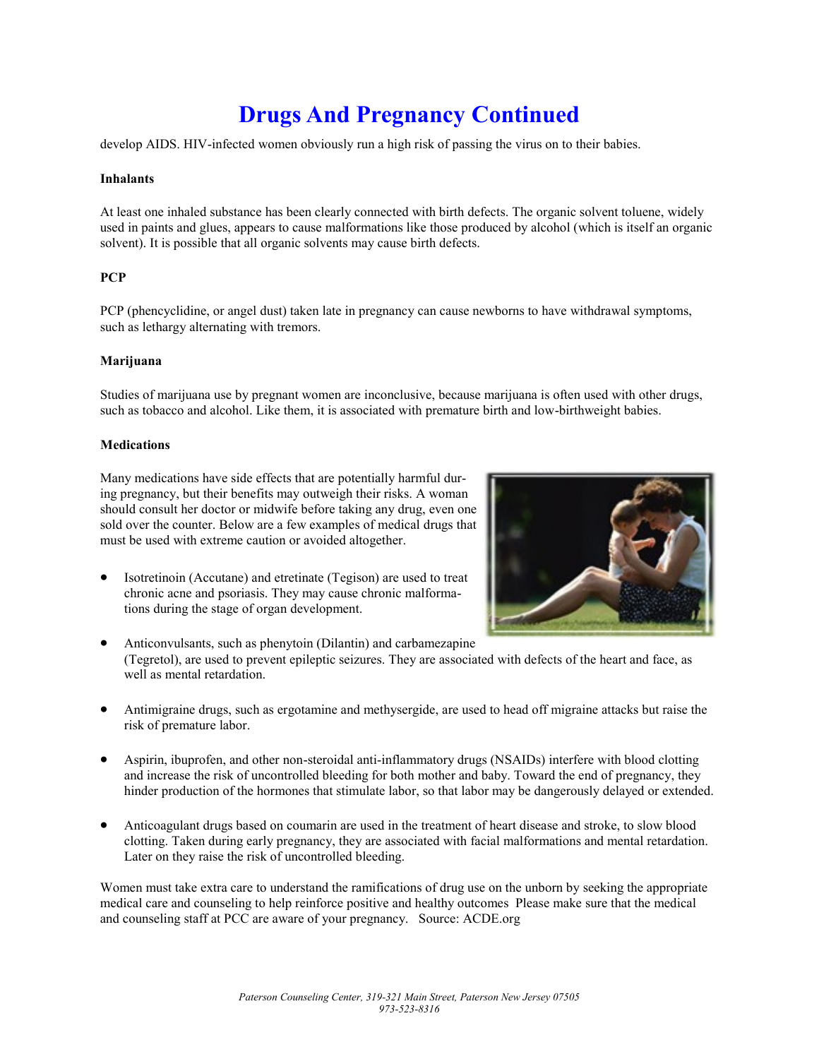# Drugs And Pregnancy Continued

develop AIDS. HIV-infected women obviously run a high risk of passing the virus on to their babies.

**Inhalants**

At least one inhaled substance has been clearly connected with birth defects. The organic solvent toluene, widely used in paints and glues, appears to cause malformations like those produced by alcohol (which is itself an organic solvent). It is possible that all organic solvents may cause birth defects.

**PCP**

PCP (phencyclidine, or angel dust) taken late in pregnancy can cause newborns to have withdrawal symptoms, such as lethargy alternating with tremors.

**Marijuana**

Studies of marijuana use by pregnant women are inconclusive, because marijuana is often used with other drugs, such as tobacco and alcohol. Like them, it is associated with premature birth and low-birthweight babies.

**Medications**

Many medications have side effects that are potentially harmful during pregnancy, but their benefits may outweigh their risks. A woman should consult her doctor or midwife before taking any drug, even one sold over the counter. Below are a few examples of medical drugs that must be used with extreme caution or avoided altogether.

- Isotretinoin (Accutane) and etretinate (Tegison) are used to treat chronic acne and psoriasis. They may cause chronic malformations during the stage of organ development.
- Anticonvulsants, such as phenytoin (Dilantin) and carbamezapine (Tegretol), are used to prevent epileptic seizures. They are associated with defects of the heart and face, as well as mental retardation.
- Antimigraine drugs, such as ergotamine and methysergide, are used to head off migraine attacks but raise the risk of premature labor.
- Aspirin, ibuprofen, and other non-steroidal anti-inflammatory drugs (NSAIDs) interfere with blood clotting and increase the risk of uncontrolled bleeding for both mother and baby. Toward the end of pregnancy, they hinder production of the hormones that stimulate labor, so that labor may be dangerously delayed or extended.
- Anticoagulant drugs based on coumarin are used in the treatment of heart disease and stroke, to slow blood clotting. Taken during early pregnancy, they are associated with facial malformations and mental retardation. Later on they raise the risk of uncontrolled bleeding.

Women must take extra care to understand the ramifications of drug use on the unborn by seeking the appropriate medical care and counseling to help reinforce positive and healthy outcomes Please make sure that the medical and counseling staff at PCC are aware of your pregnancy. Source: ACDE.org

*Paterson Counseling Center, 319-321 Main Street, Paterson New Jersey 07505*
*973-523-8316*